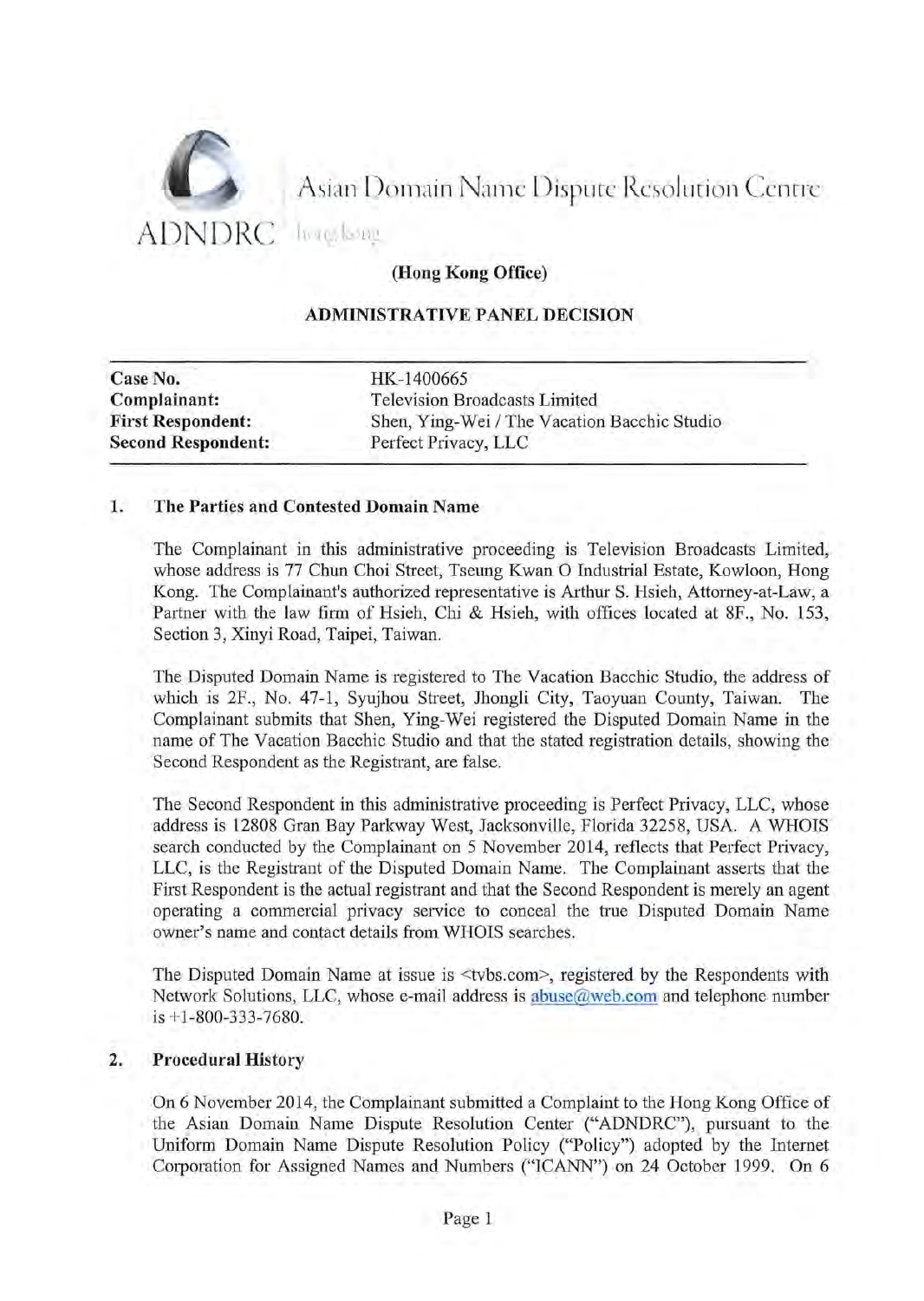Asian Domain Name Dispute Resolution Centre

ADNDRC hong kong

**(Hong Kong Office)**

**ADMINISTRATIVE PANEL DECISION**

| | |
|---|---|
| **Case No.** | HK-1400665 |
| **Complainant:** | Television Broadcasts Limited |
| **First Respondent:** | Shen, Ying-Wei / The Vacation Bacchic Studio |
| **Second Respondent:** | Perfect Privacy, LLC |

## 1. The Parties and Contested Domain Name

The Complainant in this administrative proceeding is Television Broadcasts Limited, whose address is 77 Chun Choi Street, Tseung Kwan O Industrial Estate, Kowloon, Hong Kong. The Complainant's authorized representative is Arthur S. Hsieh, Attorney-at-Law, a Partner with the law firm of Hsieh, Chi & Hsieh, with offices located at 8F., No. 153, Section 3, Xinyi Road, Taipei, Taiwan.

The Disputed Domain Name is registered to The Vacation Bacchic Studio, the address of which is 2F., No. 47-1, Syujhou Street, Jhongli City, Taoyuan County, Taiwan. The Complainant submits that Shen, Ying-Wei registered the Disputed Domain Name in the name of The Vacation Bacchic Studio and that the stated registration details, showing the Second Respondent as the Registrant, are false.

The Second Respondent in this administrative proceeding is Perfect Privacy, LLC, whose address is 12808 Gran Bay Parkway West, Jacksonville, Florida 32258, USA. A WHOIS search conducted by the Complainant on 5 November 2014, reflects that Perfect Privacy, LLC, is the Registrant of the Disputed Domain Name. The Complainant asserts that the First Respondent is the actual registrant and that the Second Respondent is merely an agent operating a commercial privacy service to conceal the true Disputed Domain Name owner's name and contact details from WHOIS searches.

The Disputed Domain Name at issue is <tvbs.com>, registered by the Respondents with Network Solutions, LLC, whose e-mail address is abuse@web.com and telephone number is +1-800-333-7680.

## 2. Procedural History

On 6 November 2014, the Complainant submitted a Complaint to the Hong Kong Office of the Asian Domain Name Dispute Resolution Center ("ADNDRC"), pursuant to the Uniform Domain Name Dispute Resolution Policy ("Policy") adopted by the Internet Corporation for Assigned Names and Numbers ("ICANN") on 24 October 1999. On 6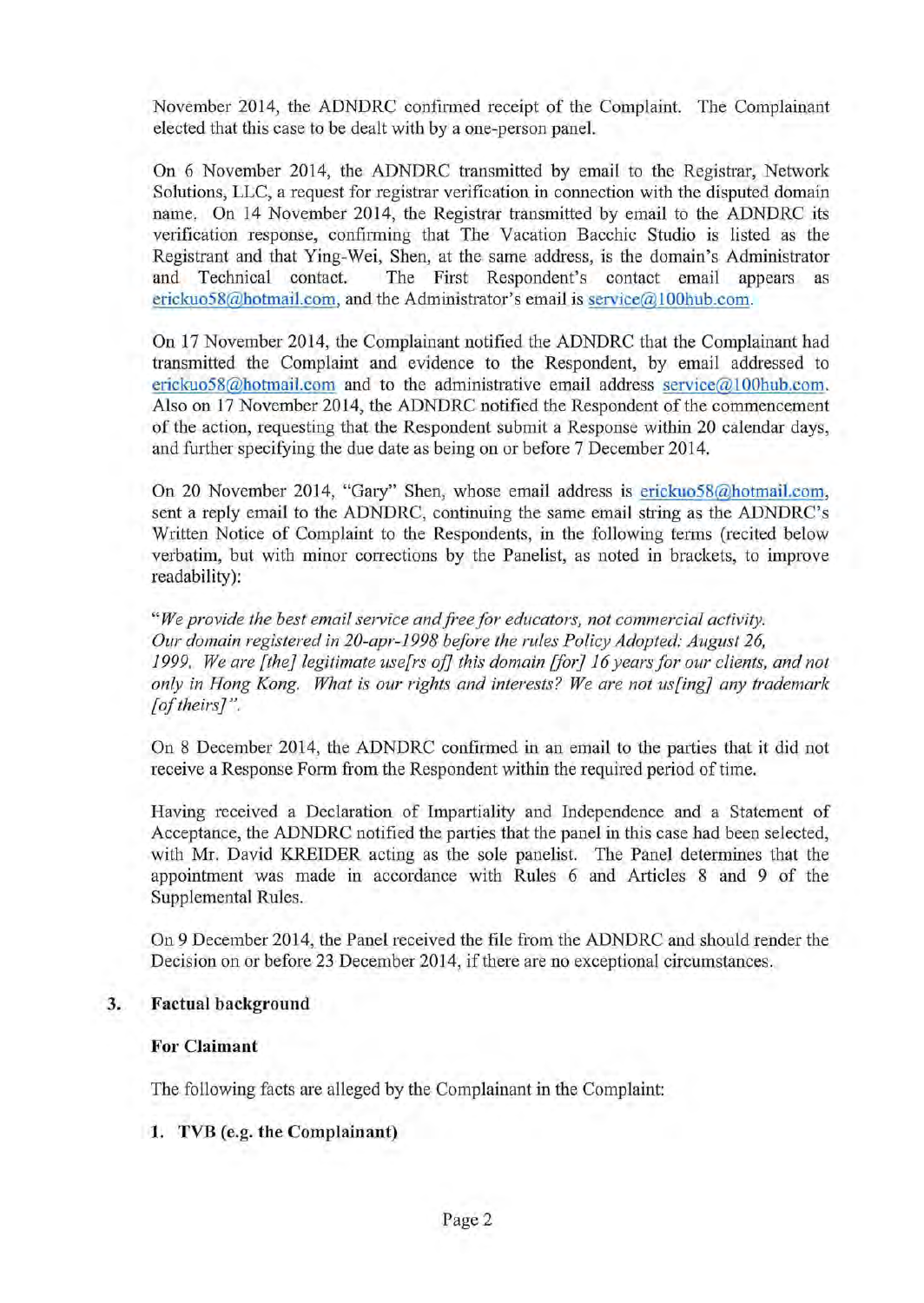November 2014, the ADNDRC confirmed receipt of the Complaint. The Complainant elected that this case to be dealt with by a one-person panel.

On 6 November 2014, the ADNDRC transmitted by email to the Registrar, Network Solutions, LLC, a request for registrar verification in connection with the disputed domain name. On 14 November 2014, the Registrar transmitted by email to the ADNDRC its verification response, confirming that The Vacation Bacchic Studio is listed as the Registrant and that Ying-Wei, Shen, at the same address, is the domain's Administrator and Technical contact. The First Respondent's contact email appears as erickuo58@hotmail.com, and the Administrator's email is service@100hub.com.

On 17 November 2014, the Complainant notified the ADNDRC that the Complainant had transmitted the Complaint and evidence to the Respondent, by email addressed to erickuo58@hotmail.com and to the administrative email address service@100hub.com. Also on 17 November 2014, the ADNDRC notified the Respondent of the commencement of the action, requesting that the Respondent submit a Response within 20 calendar days, and further specifying the due date as being on or before 7 December 2014.

On 20 November 2014, "Gary" Shen, whose email address is erickuo58@hotmail.com, sent a reply email to the ADNDRC, continuing the same email string as the ADNDRC's Written Notice of Complaint to the Respondents, in the following terms (recited below verbatim, but with minor corrections by the Panelist, as noted in brackets, to improve readability):

"*We provide the best email service and free for educators, not commercial activity. Our domain registered in 20-apr-1998 before the rules Policy Adopted: August 26, 1999. We are [the] legitimate use[rs of] this domain [for] 16 years for our clients, and not only in Hong Kong. What is our rights and interests? We are not us[ing] any trademark [of theirs]*".

On 8 December 2014, the ADNDRC confirmed in an email to the parties that it did not receive a Response Form from the Respondent within the required period of time.

Having received a Declaration of Impartiality and Independence and a Statement of Acceptance, the ADNDRC notified the parties that the panel in this case had been selected, with Mr. David KREIDER acting as the sole panelist. The Panel determines that the appointment was made in accordance with Rules 6 and Articles 8 and 9 of the Supplemental Rules.

On 9 December 2014, the Panel received the file from the ADNDRC and should render the Decision on or before 23 December 2014, if there are no exceptional circumstances.

## 3. Factual background

### For Claimant

The following facts are alleged by the Complainant in the Complaint:

**1. TVB (e.g. the Complainant)**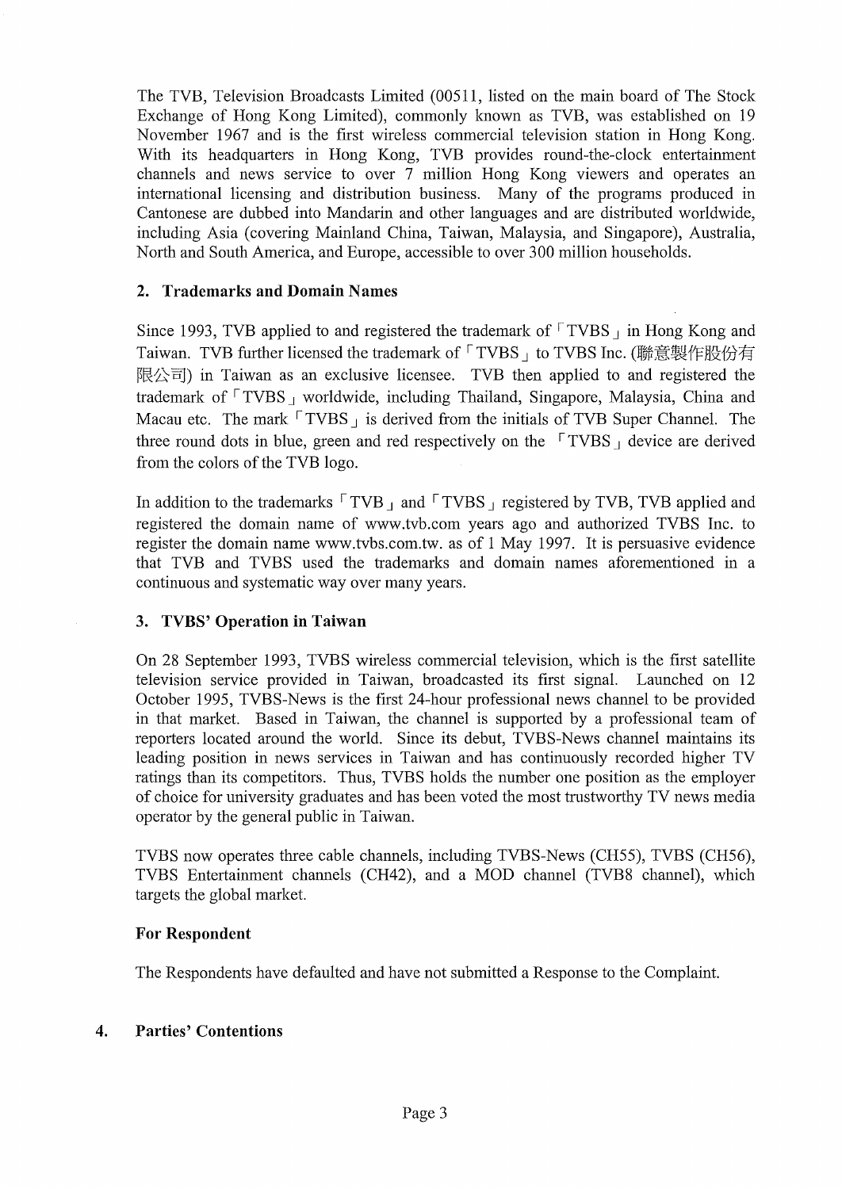The TVB, Television Broadcasts Limited (00511, listed on the main board of The Stock Exchange of Hong Kong Limited), commonly known as TVB, was established on 19 November 1967 and is the first wireless commercial television station in Hong Kong. With its headquarters in Hong Kong, TVB provides round-the-clock entertainment channels and news service to over 7 million Hong Kong viewers and operates an international licensing and distribution business. Many of the programs produced in Cantonese are dubbed into Mandarin and other languages and are distributed worldwide, including Asia (covering Mainland China, Taiwan, Malaysia, and Singapore), Australia, North and South America, and Europe, accessible to over 300 million households.

### 2. Trademarks and Domain Names

Since 1993, TVB applied to and registered the trademark of 「TVBS」 in Hong Kong and Taiwan. TVB further licensed the trademark of 「TVBS」 to TVBS Inc. (聯意製作股份有限公司) in Taiwan as an exclusive licensee. TVB then applied to and registered the trademark of 「TVBS」 worldwide, including Thailand, Singapore, Malaysia, China and Macau etc. The mark 「TVBS」 is derived from the initials of TVB Super Channel. The three round dots in blue, green and red respectively on the 「TVBS」 device are derived from the colors of the TVB logo.

In addition to the trademarks 「TVB」 and 「TVBS」 registered by TVB, TVB applied and registered the domain name of www.tvb.com years ago and authorized TVBS Inc. to register the domain name www.tvbs.com.tw. as of 1 May 1997. It is persuasive evidence that TVB and TVBS used the trademarks and domain names aforementioned in a continuous and systematic way over many years.

### 3. TVBS' Operation in Taiwan

On 28 September 1993, TVBS wireless commercial television, which is the first satellite television service provided in Taiwan, broadcasted its first signal. Launched on 12 October 1995, TVBS-News is the first 24-hour professional news channel to be provided in that market. Based in Taiwan, the channel is supported by a professional team of reporters located around the world. Since its debut, TVBS-News channel maintains its leading position in news services in Taiwan and has continuously recorded higher TV ratings than its competitors. Thus, TVBS holds the number one position as the employer of choice for university graduates and has been voted the most trustworthy TV news media operator by the general public in Taiwan.

TVBS now operates three cable channels, including TVBS-News (CH55), TVBS (CH56), TVBS Entertainment channels (CH42), and a MOD channel (TVB8 channel), which targets the global market.

### For Respondent

The Respondents have defaulted and have not submitted a Response to the Complaint.

## 4. Parties' Contentions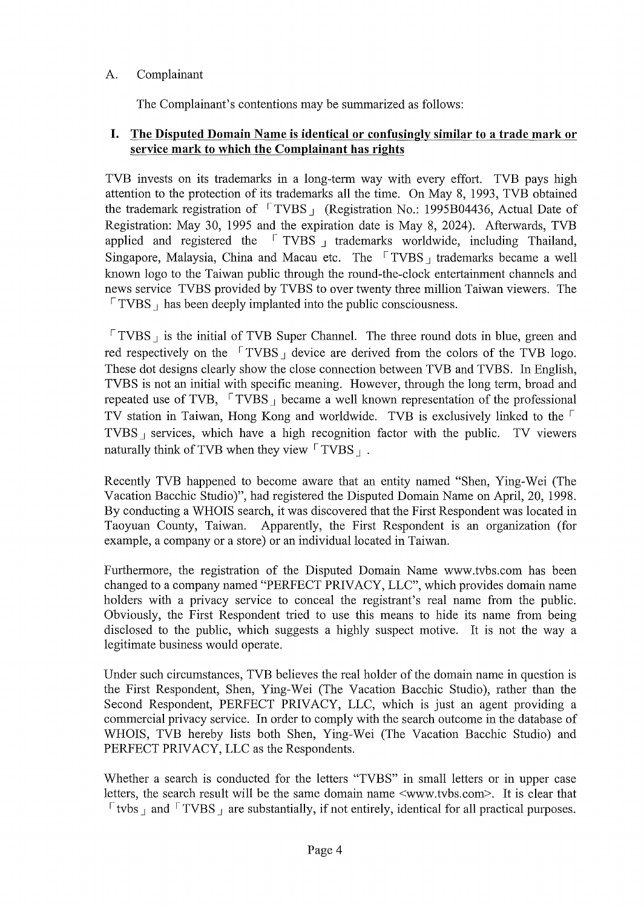A. Complainant

The Complainant's contentions may be summarized as follows:

## I. The Disputed Domain Name is identical or confusingly similar to a trade mark or service mark to which the Complainant has rights

TVB invests on its trademarks in a long-term way with every effort. TVB pays high attention to the protection of its trademarks all the time. On May 8, 1993, TVB obtained the trademark registration of 「TVBS」 (Registration No.: 1995B04436, Actual Date of Registration: May 30, 1995 and the expiration date is May 8, 2024). Afterwards, TVB applied and registered the 「TVBS」 trademarks worldwide, including Thailand, Singapore, Malaysia, China and Macau etc. The 「TVBS」 trademarks became a well known logo to the Taiwan public through the round-the-clock entertainment channels and news service TVBS provided by TVBS to over twenty three million Taiwan viewers. The 「TVBS」 has been deeply implanted into the public consciousness.

「TVBS」 is the initial of TVB Super Channel. The three round dots in blue, green and red respectively on the 「TVBS」 device are derived from the colors of the TVB logo. These dot designs clearly show the close connection between TVB and TVBS. In English, TVBS is not an initial with specific meaning. However, through the long term, broad and repeated use of TVB, 「TVBS」 became a well known representation of the professional TV station in Taiwan, Hong Kong and worldwide. TVB is exclusively linked to the 「TVBS」 services, which have a high recognition factor with the public. TV viewers naturally think of TVB when they view 「TVBS」.

Recently TVB happened to become aware that an entity named "Shen, Ying-Wei (The Vacation Bacchic Studio)", had registered the Disputed Domain Name on April, 20, 1998. By conducting a WHOIS search, it was discovered that the First Respondent was located in Taoyuan County, Taiwan. Apparently, the First Respondent is an organization (for example, a company or a store) or an individual located in Taiwan.

Furthermore, the registration of the Disputed Domain Name www.tvbs.com has been changed to a company named "PERFECT PRIVACY, LLC", which provides domain name holders with a privacy service to conceal the registrant's real name from the public. Obviously, the First Respondent tried to use this means to hide its name from being disclosed to the public, which suggests a highly suspect motive. It is not the way a legitimate business would operate.

Under such circumstances, TVB believes the real holder of the domain name in question is the First Respondent, Shen, Ying-Wei (The Vacation Bacchic Studio), rather than the Second Respondent, PERFECT PRIVACY, LLC, which is just an agent providing a commercial privacy service. In order to comply with the search outcome in the database of WHOIS, TVB hereby lists both Shen, Ying-Wei (The Vacation Bacchic Studio) and PERFECT PRIVACY, LLC as the Respondents.

Whether a search is conducted for the letters "TVBS" in small letters or in upper case letters, the search result will be the same domain name <www.tvbs.com>. It is clear that 「tvbs」 and 「TVBS」 are substantially, if not entirely, identical for all practical purposes.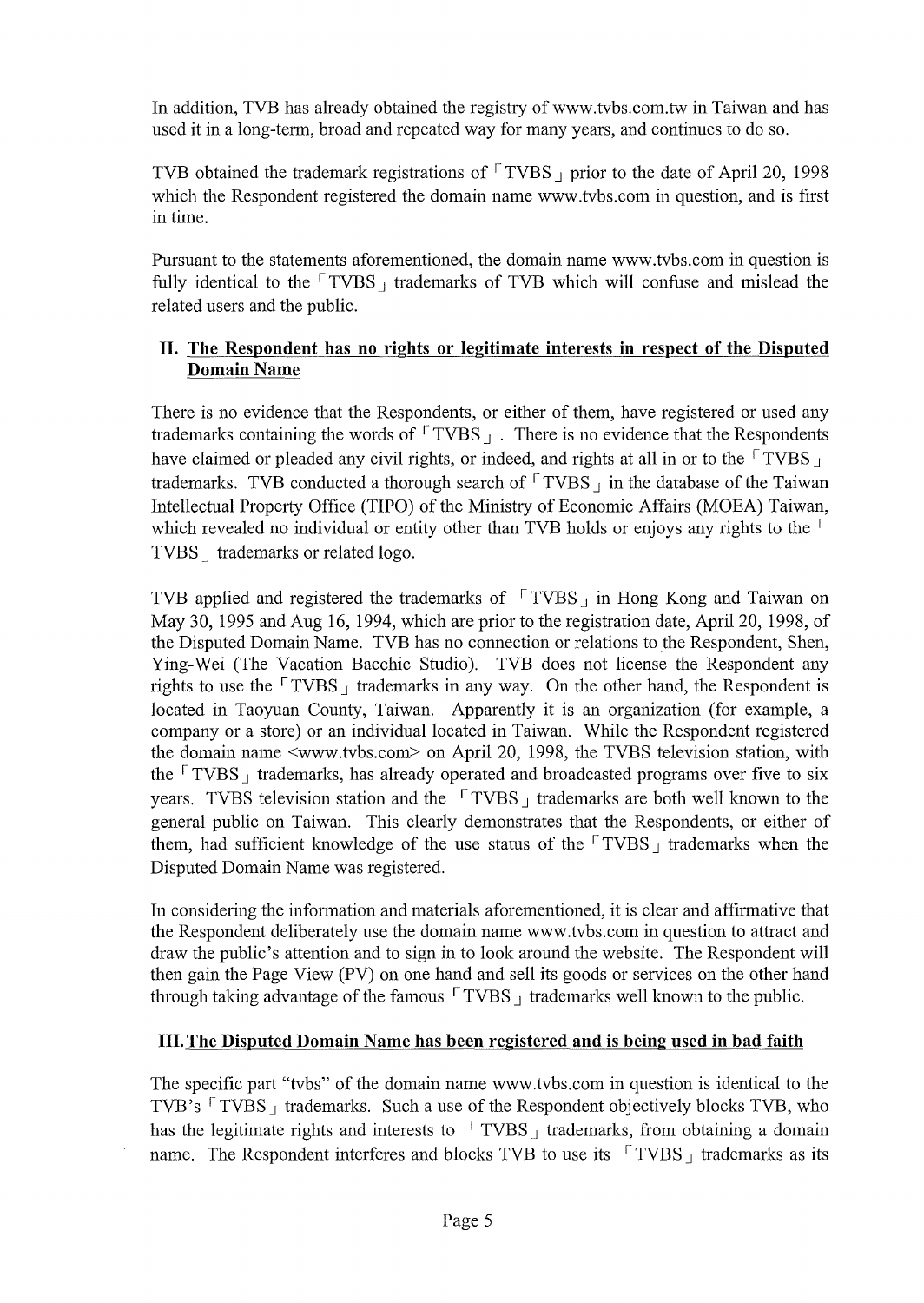In addition, TVB has already obtained the registry of www.tvbs.com.tw in Taiwan and has used it in a long-term, broad and repeated way for many years, and continues to do so.

TVB obtained the trademark registrations of 「TVBS」 prior to the date of April 20, 1998 which the Respondent registered the domain name www.tvbs.com in question, and is first in time.

Pursuant to the statements aforementioned, the domain name www.tvbs.com in question is fully identical to the 「TVBS」 trademarks of TVB which will confuse and mislead the related users and the public.

## II. The Respondent has no rights or legitimate interests in respect of the Disputed Domain Name

There is no evidence that the Respondents, or either of them, have registered or used any trademarks containing the words of 「TVBS」. There is no evidence that the Respondents have claimed or pleaded any civil rights, or indeed, and rights at all in or to the 「TVBS」 trademarks. TVB conducted a thorough search of 「TVBS」 in the database of the Taiwan Intellectual Property Office (TIPO) of the Ministry of Economic Affairs (MOEA) Taiwan, which revealed no individual or entity other than TVB holds or enjoys any rights to the 「TVBS」 trademarks or related logo.

TVB applied and registered the trademarks of 「TVBS」 in Hong Kong and Taiwan on May 30, 1995 and Aug 16, 1994, which are prior to the registration date, April 20, 1998, of the Disputed Domain Name. TVB has no connection or relations to the Respondent, Shen, Ying-Wei (The Vacation Bacchic Studio). TVB does not license the Respondent any rights to use the 「TVBS」 trademarks in any way. On the other hand, the Respondent is located in Taoyuan County, Taiwan. Apparently it is an organization (for example, a company or a store) or an individual located in Taiwan. While the Respondent registered the domain name <www.tvbs.com> on April 20, 1998, the TVBS television station, with the 「TVBS」 trademarks, has already operated and broadcasted programs over five to six years. TVBS television station and the 「TVBS」 trademarks are both well known to the general public on Taiwan. This clearly demonstrates that the Respondents, or either of them, had sufficient knowledge of the use status of the 「TVBS」 trademarks when the Disputed Domain Name was registered.

In considering the information and materials aforementioned, it is clear and affirmative that the Respondent deliberately use the domain name www.tvbs.com in question to attract and draw the public's attention and to sign in to look around the website. The Respondent will then gain the Page View (PV) on one hand and sell its goods or services on the other hand through taking advantage of the famous 「TVBS」 trademarks well known to the public.

## III. The Disputed Domain Name has been registered and is being used in bad faith

The specific part "tvbs" of the domain name www.tvbs.com in question is identical to the TVB's 「TVBS」 trademarks. Such a use of the Respondent objectively blocks TVB, who has the legitimate rights and interests to 「TVBS」 trademarks, from obtaining a domain name. The Respondent interferes and blocks TVB to use its 「TVBS」 trademarks as its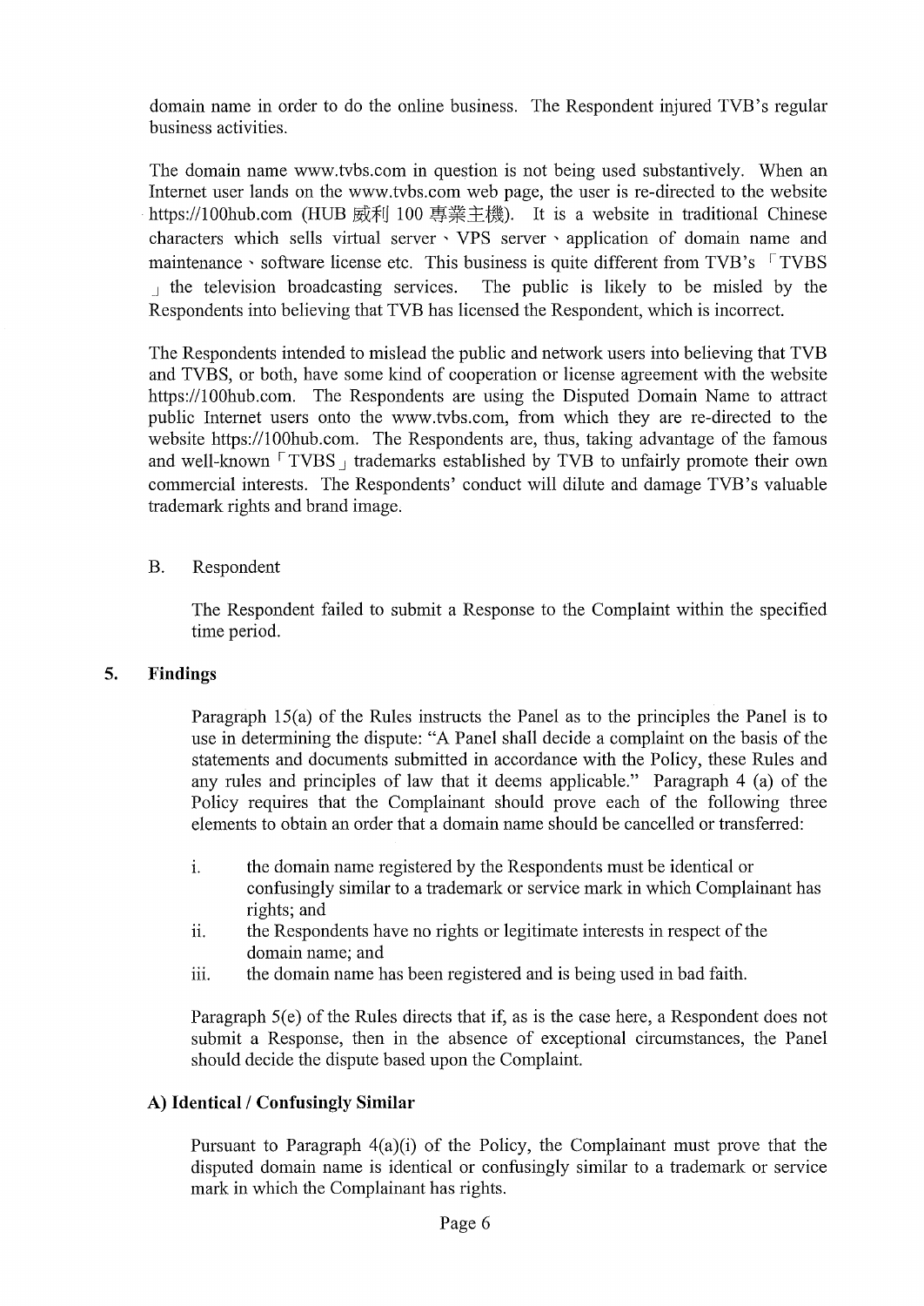domain name in order to do the online business. The Respondent injured TVB's regular business activities.

The domain name www.tvbs.com in question is not being used substantively. When an Internet user lands on the www.tvbs.com web page, the user is re-directed to the website https://100hub.com (HUB 威利 100 專業主機). It is a website in traditional Chinese characters which sells virtual server、VPS server、application of domain name and maintenance、software license etc. This business is quite different from TVB's 「TVBS」 the television broadcasting services. The public is likely to be misled by the Respondents into believing that TVB has licensed the Respondent, which is incorrect.

The Respondents intended to mislead the public and network users into believing that TVB and TVBS, or both, have some kind of cooperation or license agreement with the website https://100hub.com. The Respondents are using the Disputed Domain Name to attract public Internet users onto the www.tvbs.com, from which they are re-directed to the website https://100hub.com. The Respondents are, thus, taking advantage of the famous and well-known 「TVBS」 trademarks established by TVB to unfairly promote their own commercial interests. The Respondents' conduct will dilute and damage TVB's valuable trademark rights and brand image.

B. Respondent

The Respondent failed to submit a Response to the Complaint within the specified time period.

## 5. Findings

Paragraph 15(a) of the Rules instructs the Panel as to the principles the Panel is to use in determining the dispute: "A Panel shall decide a complaint on the basis of the statements and documents submitted in accordance with the Policy, these Rules and any rules and principles of law that it deems applicable." Paragraph 4 (a) of the Policy requires that the Complainant should prove each of the following three elements to obtain an order that a domain name should be cancelled or transferred:

i. the domain name registered by the Respondents must be identical or confusingly similar to a trademark or service mark in which Complainant has rights; and
ii. the Respondents have no rights or legitimate interests in respect of the domain name; and
iii. the domain name has been registered and is being used in bad faith.

Paragraph 5(e) of the Rules directs that if, as is the case here, a Respondent does not submit a Response, then in the absence of exceptional circumstances, the Panel should decide the dispute based upon the Complaint.

### A) Identical / Confusingly Similar

Pursuant to Paragraph 4(a)(i) of the Policy, the Complainant must prove that the disputed domain name is identical or confusingly similar to a trademark or service mark in which the Complainant has rights.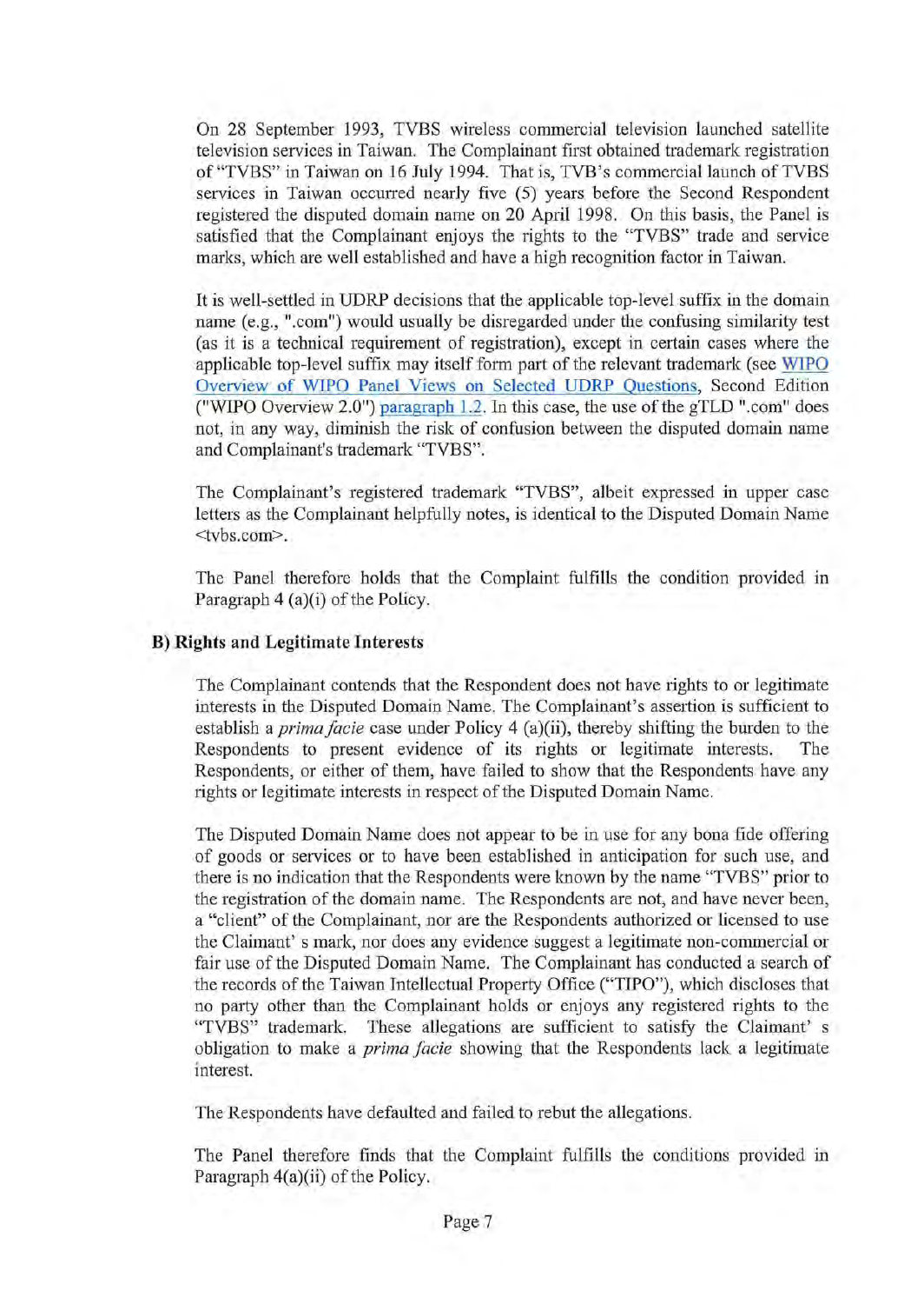On 28 September 1993, TVBS wireless commercial television launched satellite television services in Taiwan. The Complainant first obtained trademark registration of "TVBS" in Taiwan on 16 July 1994. That is, TVB's commercial launch of TVBS services in Taiwan occurred nearly five (5) years before the Second Respondent registered the disputed domain name on 20 April 1998. On this basis, the Panel is satisfied that the Complainant enjoys the rights to the "TVBS" trade and service marks, which are well established and have a high recognition factor in Taiwan.

It is well-settled in UDRP decisions that the applicable top-level suffix in the domain name (e.g., ".com") would usually be disregarded under the confusing similarity test (as it is a technical requirement of registration), except in certain cases where the applicable top-level suffix may itself form part of the relevant trademark (see WIPO Overview of WIPO Panel Views on Selected UDRP Questions, Second Edition ("WIPO Overview 2.0") paragraph 1.2. In this case, the use of the gTLD ".com" does not, in any way, diminish the risk of confusion between the disputed domain name and Complainant's trademark "TVBS".

The Complainant's registered trademark "TVBS", albeit expressed in upper case letters as the Complainant helpfully notes, is identical to the Disputed Domain Name <tvbs.com>.

The Panel therefore holds that the Complaint fulfills the condition provided in Paragraph 4 (a)(i) of the Policy.

## B) Rights and Legitimate Interests

The Complainant contends that the Respondent does not have rights to or legitimate interests in the Disputed Domain Name. The Complainant's assertion is sufficient to establish a *prima facie* case under Policy 4 (a)(ii), thereby shifting the burden to the Respondents to present evidence of its rights or legitimate interests. The Respondents, or either of them, have failed to show that the Respondents have any rights or legitimate interests in respect of the Disputed Domain Name.

The Disputed Domain Name does not appear to be in use for any bona fide offering of goods or services or to have been established in anticipation for such use, and there is no indication that the Respondents were known by the name "TVBS" prior to the registration of the domain name. The Respondents are not, and have never been, a "client" of the Complainant, nor are the Respondents authorized or licensed to use the Claimant' s mark, nor does any evidence suggest a legitimate non-commercial or fair use of the Disputed Domain Name. The Complainant has conducted a search of the records of the Taiwan Intellectual Property Office ("TIPO"), which discloses that no party other than the Complainant holds or enjoys any registered rights to the "TVBS" trademark. These allegations are sufficient to satisfy the Claimant' s obligation to make a *prima facie* showing that the Respondents lack a legitimate interest.

The Respondents have defaulted and failed to rebut the allegations.

The Panel therefore finds that the Complaint fulfills the conditions provided in Paragraph 4(a)(ii) of the Policy.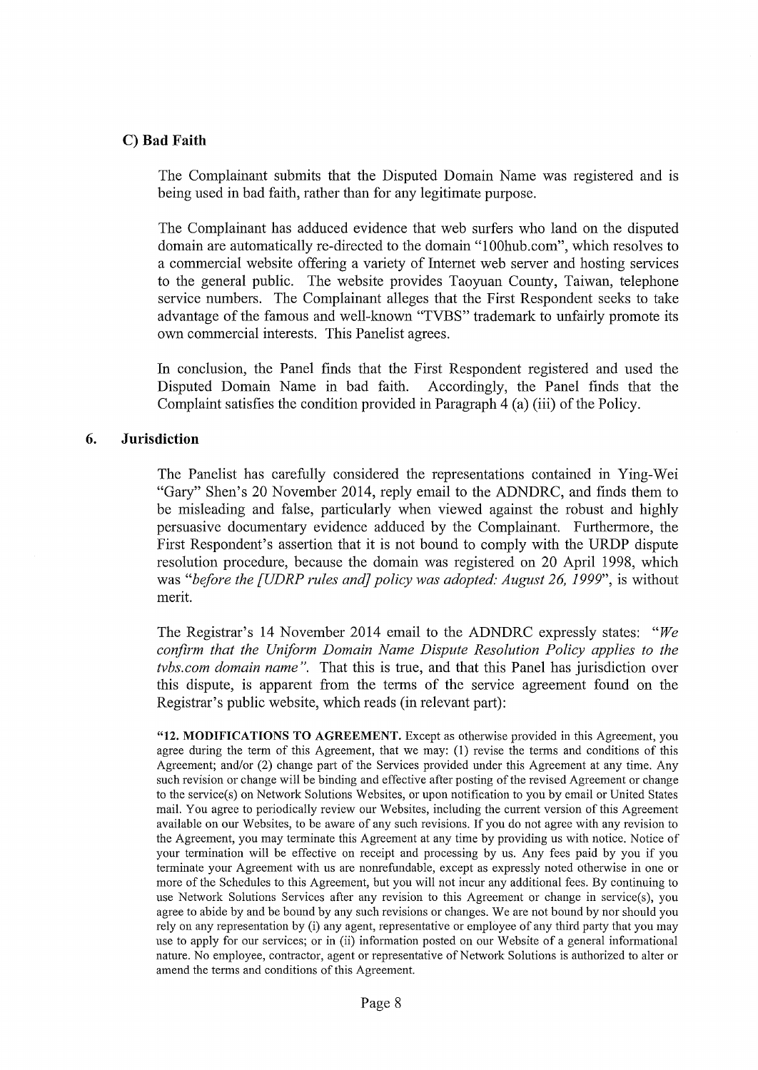### C) Bad Faith

The Complainant submits that the Disputed Domain Name was registered and is being used in bad faith, rather than for any legitimate purpose.

The Complainant has adduced evidence that web surfers who land on the disputed domain are automatically re-directed to the domain "100hub.com", which resolves to a commercial website offering a variety of Internet web server and hosting services to the general public. The website provides Taoyuan County, Taiwan, telephone service numbers. The Complainant alleges that the First Respondent seeks to take advantage of the famous and well-known "TVBS" trademark to unfairly promote its own commercial interests. This Panelist agrees.

In conclusion, the Panel finds that the First Respondent registered and used the Disputed Domain Name in bad faith. Accordingly, the Panel finds that the Complaint satisfies the condition provided in Paragraph 4 (a) (iii) of the Policy.

## 6. Jurisdiction

The Panelist has carefully considered the representations contained in Ying-Wei "Gary" Shen's 20 November 2014, reply email to the ADNDRC, and finds them to be misleading and false, particularly when viewed against the robust and highly persuasive documentary evidence adduced by the Complainant. Furthermore, the First Respondent's assertion that it is not bound to comply with the URDP dispute resolution procedure, because the domain was registered on 20 April 1998, which was *"before the [UDRP rules and] policy was adopted: August 26, 1999"*, is without merit.

The Registrar's 14 November 2014 email to the ADNDRC expressly states: *"We confirm that the Uniform Domain Name Dispute Resolution Policy applies to the tvbs.com domain name"*. That this is true, and that this Panel has jurisdiction over this dispute, is apparent from the terms of the service agreement found on the Registrar's public website, which reads (in relevant part):

> "**12. MODIFICATIONS TO AGREEMENT.** Except as otherwise provided in this Agreement, you agree during the term of this Agreement, that we may: (1) revise the terms and conditions of this Agreement; and/or (2) change part of the Services provided under this Agreement at any time. Any such revision or change will be binding and effective after posting of the revised Agreement or change to the service(s) on Network Solutions Websites, or upon notification to you by email or United States mail. You agree to periodically review our Websites, including the current version of this Agreement available on our Websites, to be aware of any such revisions. If you do not agree with any revision to the Agreement, you may terminate this Agreement at any time by providing us with notice. Notice of your termination will be effective on receipt and processing by us. Any fees paid by you if you terminate your Agreement with us are nonrefundable, except as expressly noted otherwise in one or more of the Schedules to this Agreement, but you will not incur any additional fees. By continuing to use Network Solutions Services after any revision to this Agreement or change in service(s), you agree to abide by and be bound by any such revisions or changes. We are not bound by nor should you rely on any representation by (i) any agent, representative or employee of any third party that you may use to apply for our services; or in (ii) information posted on our Website of a general informational nature. No employee, contractor, agent or representative of Network Solutions is authorized to alter or amend the terms and conditions of this Agreement.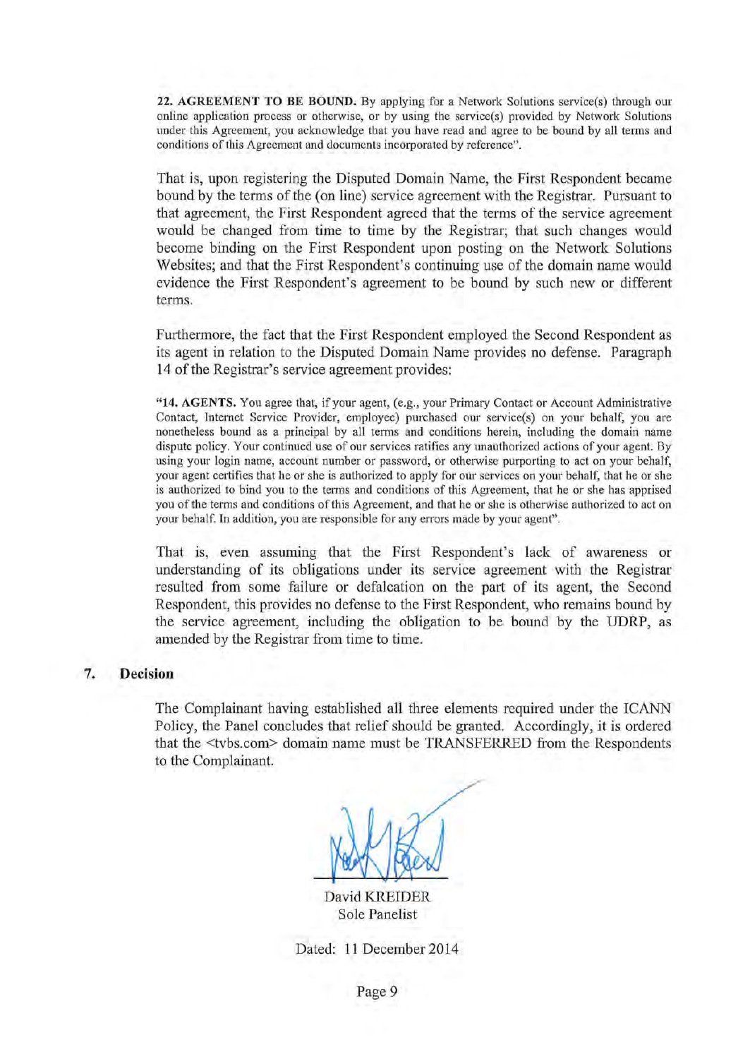**22. AGREEMENT TO BE BOUND.** By applying for a Network Solutions service(s) through our online application process or otherwise, or by using the service(s) provided by Network Solutions under this Agreement, you acknowledge that you have read and agree to be bound by all terms and conditions of this Agreement and documents incorporated by reference".

That is, upon registering the Disputed Domain Name, the First Respondent became bound by the terms of the (on line) service agreement with the Registrar. Pursuant to that agreement, the First Respondent agreed that the terms of the service agreement would be changed from time to time by the Registrar; that such changes would become binding on the First Respondent upon posting on the Network Solutions Websites; and that the First Respondent's continuing use of the domain name would evidence the First Respondent's agreement to be bound by such new or different terms.

Furthermore, the fact that the First Respondent employed the Second Respondent as its agent in relation to the Disputed Domain Name provides no defense. Paragraph 14 of the Registrar's service agreement provides:

"**14. AGENTS.** You agree that, if your agent, (e.g., your Primary Contact or Account Administrative Contact, Internet Service Provider, employee) purchased our service(s) on your behalf, you are nonetheless bound as a principal by all terms and conditions herein, including the domain name dispute policy. Your continued use of our services ratifies any unauthorized actions of your agent. By using your login name, account number or password, or otherwise purporting to act on your behalf, your agent certifies that he or she is authorized to apply for our services on your behalf, that he or she is authorized to bind you to the terms and conditions of this Agreement, that he or she has apprised you of the terms and conditions of this Agreement, and that he or she is otherwise authorized to act on your behalf. In addition, you are responsible for any errors made by your agent".

That is, even assuming that the First Respondent's lack of awareness or understanding of its obligations under its service agreement with the Registrar resulted from some failure or defalcation on the part of its agent, the Second Respondent, this provides no defense to the First Respondent, who remains bound by the service agreement, including the obligation to be bound by the UDRP, as amended by the Registrar from time to time.

## 7. Decision

The Complainant having established all three elements required under the ICANN Policy, the Panel concludes that relief should be granted. Accordingly, it is ordered that the <tvbs.com> domain name must be TRANSFERRED from the Respondents to the Complainant.

David KREIDER
Sole Panelist

Dated: 11 December 2014